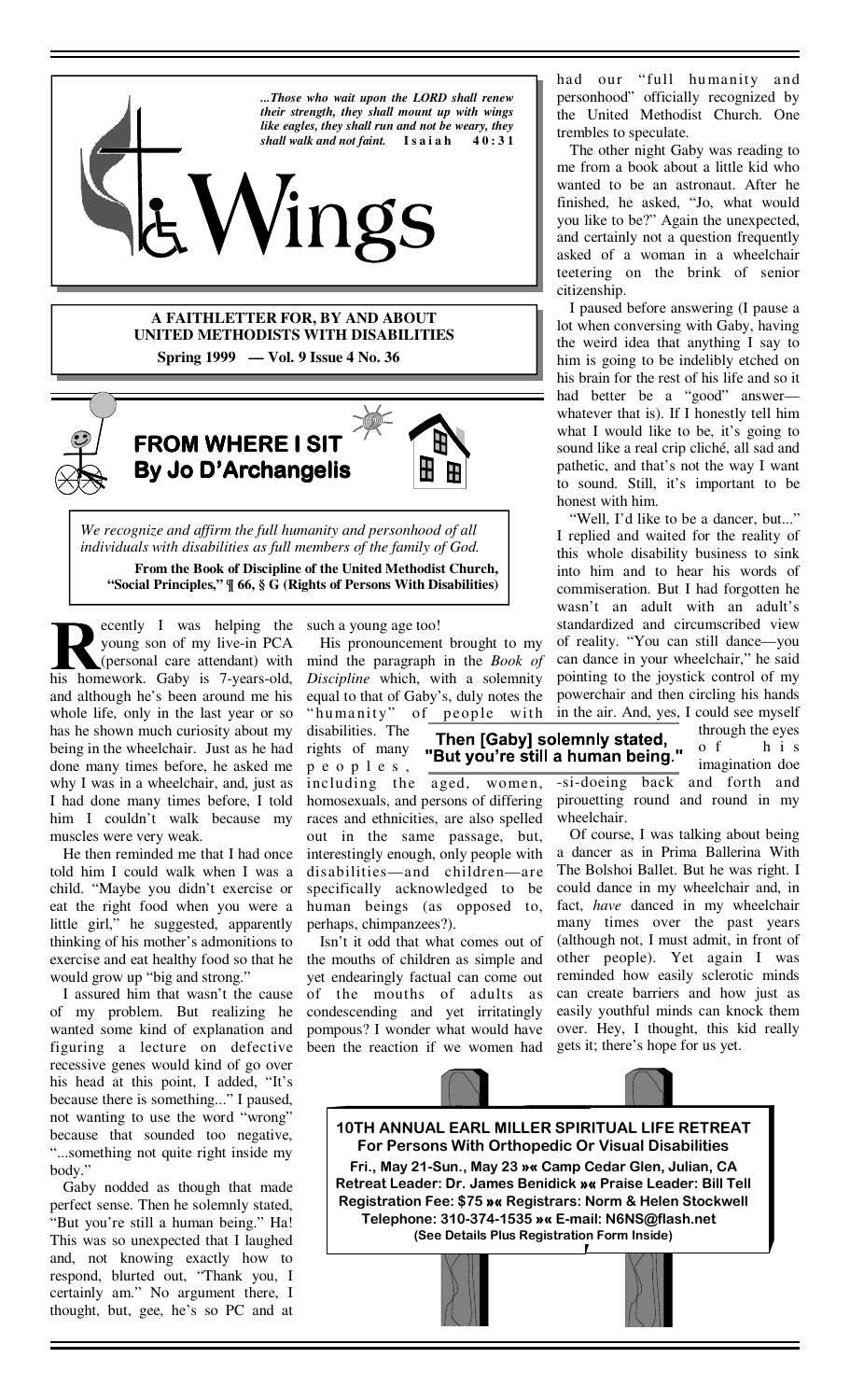*...Those who wait upon the LORD shall renew their strength, they shall mount up with wings like eagles, they shall run and not be weary, they shall walk and not faint.* **Isaiah 40:31**

# Wings

**A FAITHLETTER FOR, BY AND ABOUT UNITED METHODISTS WITH DISABILITIES**

**Spring 1999 — Vol. 9 Issue 4 No. 36**

## FROM WHERE I SIT
### By Jo D'Archangelis

*We recognize and affirm the full humanity and personhood of all individuals with disabilities as full members of the family of God.*

**From the Book of Discipline of the United Methodist Church, "Social Principles," ¶ 66, § G (Rights of Persons With Disabilities)**

Recently I was helping the young son of my live-in PCA (personal care attendant) with his homework. Gaby is 7-years-old, and although he's been around me his whole life, only in the last year or so has he shown much curiosity about my being in the wheelchair. Just as he had done many times before, he asked me why I was in a wheelchair, and, just as I had done many times before, I told him I couldn't walk because my muscles were very weak.

He then reminded me that I had once told him I could walk when I was a child. "Maybe you didn't exercise or eat the right food when you were a little girl," he suggested, apparently thinking of his mother's admonitions to exercise and eat healthy food so that he would grow up "big and strong."

I assured him that wasn't the cause of my problem. But realizing he wanted some kind of explanation and figuring a lecture on defective recessive genes would kind of go over his head at this point, I added, "It's because there is something..." I paused, not wanting to use the word "wrong" because that sounded too negative, "...something not quite right inside my body."

Gaby nodded as though that made perfect sense. Then he solemnly stated, "But you're still a human being." Ha! This was so unexpected that I laughed and, not knowing exactly how to respond, blurted out, "Thank you, I certainly am." No argument there, I thought, but, gee, he's so PC and at such a young age too!

His pronouncement brought to my mind the paragraph in the *Book of Discipline* which, with a solemnity equal to that of Gaby's, duly notes the "humanity" of people with disabilities. The rights of many peoples, including the aged, women, homosexuals, and persons of differing races and ethnicities, are also spelled out in the same passage, but, interestingly enough, only people with disabilities—and children—are specifically acknowledged to be human beings (as opposed to, perhaps, chimpanzees?).

**Then [Gaby] solemnly stated, "But you're still a human being."**

Isn't it odd that what comes out of the mouths of children as simple and yet endearingly factual can come out of the mouths of adults as condescending and yet irritatingly pompous? I wonder what would have been the reaction if we women had had our "full humanity and personhood" officially recognized by the United Methodist Church. One trembles to speculate.

The other night Gaby was reading to me from a book about a little kid who wanted to be an astronaut. After he finished, he asked, "Jo, what would you like to be?" Again the unexpected, and certainly not a question frequently asked of a woman in a wheelchair teetering on the brink of senior citizenship.

I paused before answering (I pause a lot when conversing with Gaby, having the weird idea that anything I say to him is going to be indelibly etched on his brain for the rest of his life and so it had better be a "good" answer—whatever that is). If I honestly tell him what I would like to be, it's going to sound like a real crip cliché, all sad and pathetic, and that's not the way I want to sound. Still, it's important to be honest with him.

"Well, I'd like to be a dancer, but..." I replied and waited for the reality of this whole disability business to sink into him and to hear his words of commiseration. But I had forgotten he wasn't an adult with an adult's standardized and circumscribed view of reality. "You can still dance—you can dance in your wheelchair," he said pointing to the joystick control of my powerchair and then circling his hands in the air. And, yes, I could see myself through the eyes of his imagination doe-si-doeing back and forth and pirouetting round and round in my wheelchair.

Of course, I was talking about being a dancer as in Prima Ballerina With The Bolshoi Ballet. But he was right. I could dance in my wheelchair and, in fact, *have* danced in my wheelchair many times over the past years (although not, I must admit, in front of other people). Yet again I was reminded how easily sclerotic minds can create barriers and how just as easily youthful minds can knock them over. Hey, I thought, this kid really gets it; there's hope for us yet.

**10TH ANNUAL EARL MILLER SPIRITUAL LIFE RETREAT**
**For Persons With Orthopedic Or Visual Disabilities**

**Fri., May 21-Sun., May 23 »« Camp Cedar Glen, Julian, CA**
**Retreat Leader: Dr. James Benidick »« Praise Leader: Bill Tell**
**Registration Fee: $75 »« Registrars: Norm & Helen Stockwell**
**Telephone: 310-374-1535 »« E-mail: N6NS@flash.net**
**(See Details Plus Registration Form Inside)**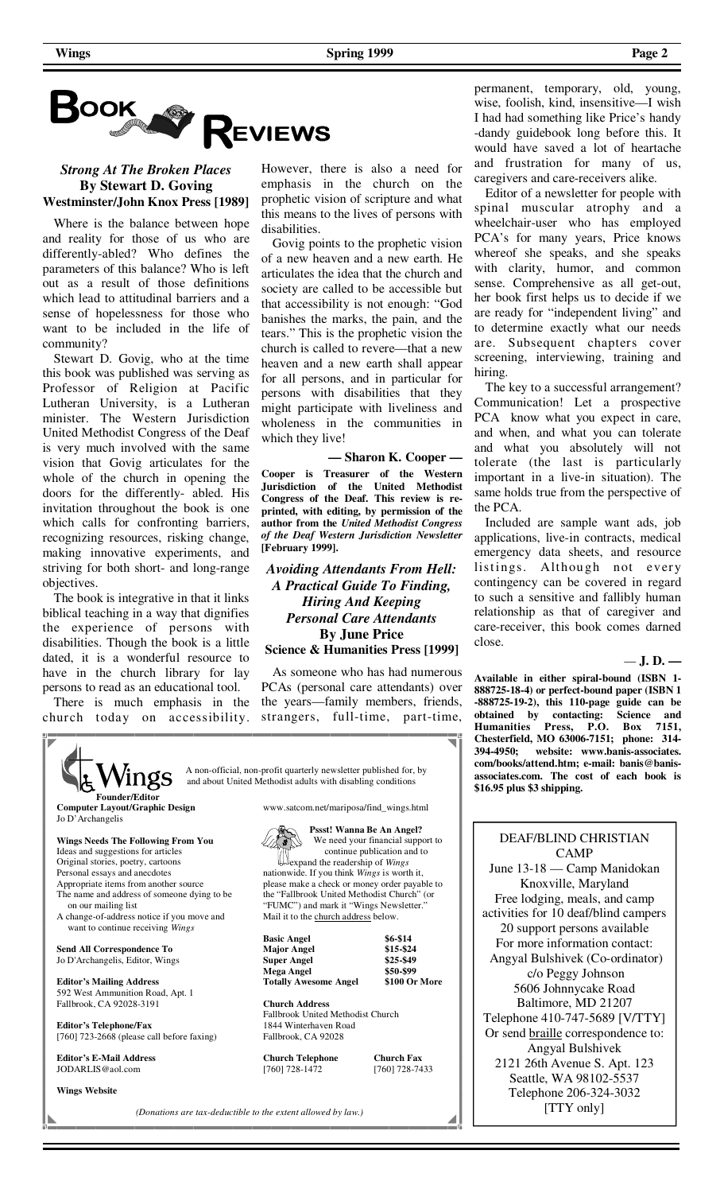# BOOK REVIEWS

### *Strong At The Broken Places*
### By Stewart D. Goving
### Westminster/John Knox Press [1989]

Where is the balance between hope and reality for those of us who are differently-abled? Who defines the parameters of this balance? Who is left out as a result of those definitions which lead to attitudinal barriers and a sense of hopelessness for those who want to be included in the life of community?

Stewart D. Govig, who at the time this book was published was serving as Professor of Religion at Pacific Lutheran University, is a Lutheran minister. The Western Jurisdiction United Methodist Congress of the Deaf is very much involved with the same vision that Govig articulates for the whole of the church in opening the doors for the differently- abled. His invitation throughout the book is one which calls for confronting barriers, recognizing resources, risking change, making innovative experiments, and striving for both short- and long-range objectives.

The book is integrative in that it links biblical teaching in a way that dignifies the experience of persons with disabilities. Though the book is a little dated, it is a wonderful resource to have in the church library for lay persons to read as an educational tool.

There is much emphasis in the church today on accessibility. However, there is also a need for emphasis in the church on the prophetic vision of scripture and what this means to the lives of persons with disabilities.

Govig points to the prophetic vision of a new heaven and a new earth. He articulates the idea that the church and society are called to be accessible but that accessibility is not enough: "God banishes the marks, the pain, and the tears." This is the prophetic vision the church is called to revere—that a new heaven and a new earth shall appear for all persons, and in particular for persons with disabilities that they might participate with liveliness and wholeness in the communities in which they live!

**— Sharon K. Cooper —**

**Cooper is Treasurer of the Western Jurisdiction of the United Methodist Congress of the Deaf. This review is reprinted, with editing, by permission of the author from the *United Methodist Congress of the Deaf Western Jurisdiction Newsletter* [February 1999].**

### *Avoiding Attendants From Hell: A Practical Guide To Finding, Hiring And Keeping Personal Care Attendants*
### By June Price
### Science & Humanities Press [1999]

As someone who has had numerous PCAs (personal care attendants) over the years—family members, friends, strangers, full-time, part-time, permanent, temporary, old, young, wise, foolish, kind, insensitive—I wish I had had something like Price's handy-dandy guidebook long before this. It would have saved a lot of heartache and frustration for many of us, caregivers and care-receivers alike.

Editor of a newsletter for people with spinal muscular atrophy and a wheelchair-user who has employed PCA's for many years, Price knows whereof she speaks, and she speaks with clarity, humor, and common sense. Comprehensive as all get-out, her book first helps us to decide if we are ready for "independent living" and to determine exactly what our needs are. Subsequent chapters cover screening, interviewing, training and hiring.

The key to a successful arrangement? Communication! Let a prospective PCA know what you expect in care, and when, and what you can tolerate and what you absolutely will not tolerate (the last is particularly important in a live-in situation). The same holds true from the perspective of the PCA.

Included are sample want ads, job applications, live-in contracts, medical emergency data sheets, and resource listings. Although not every contingency can be covered in regard to such a sensitive and fallibly human relationship as that of caregiver and care-receiver, this book comes darned close.

**— J. D. —**

**Available in either spiral-bound (ISBN 1-888725-18-4) or perfect-bound paper (ISBN 1-888725-19-2), this 110-page guide can be obtained by contacting: Science and Humanities Press, P.O. Box 7151, Chesterfield, MO 63006-7151; phone: 314-394-4950; website: www.banis-associates.com/books/attend.htm; e-mail: banis@banis-associates.com. The cost of each book is $16.95 plus $3 shipping.**

---

**Wings**

A non-official, non-profit quarterly newsletter published for, by and about United Methodist adults with disabling conditions

**Founder/Editor**
**Computer Layout/Graphic Design**
Jo D'Archangelis

**Wings Needs The Following From You**
Ideas and suggestions for articles
Original stories, poetry, cartoons
Personal essays and anecdotes
Appropriate items from another source
The name and address of someone dying to be on our mailing list
A change-of-address notice if you move and want to continue receiving *Wings*

**Send All Correspondence To**
Jo D'Archangelis, Editor, Wings

**Editor's Mailing Address**
592 West Ammunition Road, Apt. 1
Fallbrook, CA 92028-3191

**Editor's Telephone/Fax**
[760] 723-2668 (please call before faxing)

**Editor's E-Mail Address**
JODARLIS@aol.com

**Wings Website**
www.satcom.net/mariposa/find_wings.html

**Pssst! Wanna Be An Angel?**
We need your financial support to continue publication and to expand the readership of *Wings* nationwide. If you think *Wings* is worth it, please make a check or money order payable to the "Fallbrook United Methodist Church" (or "FUMC") and mark it "Wings Newsletter." Mail it to the church address below.

| | |
|---|---|
| **Basic Angel** | **$6-$14** |
| **Major Angel** | **$15-$24** |
| **Super Angel** | **$25-$49** |
| **Mega Angel** | **$50-$99** |
| **Totally Awesome Angel** | **$100 Or More** |

**Church Address**
Fallbrook United Methodist Church
1844 Winterhaven Road
Fallbrook, CA 92028

**Church Telephone**
[760] 728-1472

**Church Fax**
[760] 728-7433

*(Donations are tax-deductible to the extent allowed by law.)*

---

DEAF/BLIND CHRISTIAN CAMP

June 13-18 — Camp Manidokan
Knoxville, Maryland
Free lodging, meals, and camp activities for 10 deaf/blind campers
20 support persons available
For more information contact:
Angyal Bulshivek (Co-ordinator)
c/o Peggy Johnson
5606 Johnnycake Road
Baltimore, MD 21207
Telephone 410-747-5689 [V/TTY]
Or send braille correspondence to:
Angyal Bulshivek
2121 26th Avenue S. Apt. 123
Seattle, WA 98102-5537
Telephone 206-324-3032
[TTY only]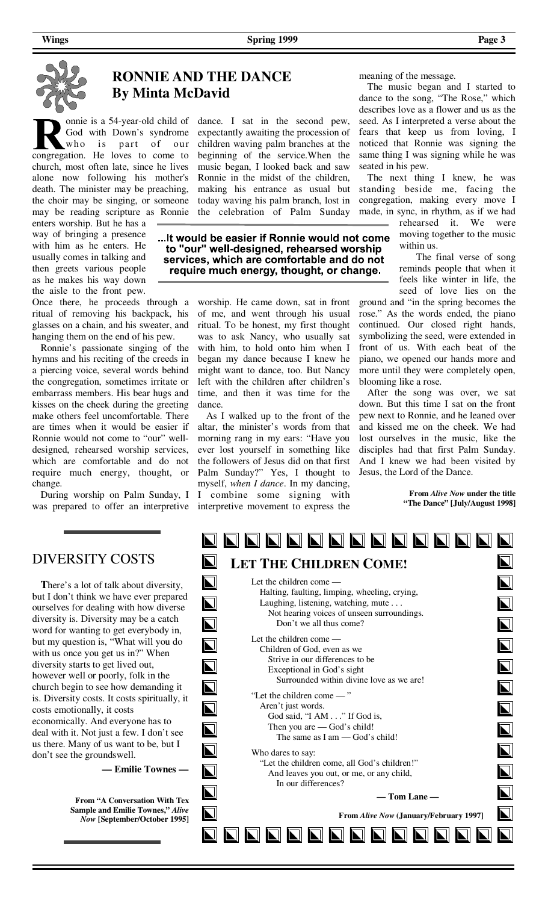## RONNIE AND THE DANCE
### By Minta McDavid

Ronnie is a 54-year-old child of God with Down's syndrome who is part of our congregation. He loves to come to church, most often late, since he lives alone now following his mother's death. The minister may be preaching, the choir may be singing, or someone may be reading scripture as Ronnie enters worship. But he has a way of bringing a presence with him as he enters. He usually comes in talking and then greets various people as he makes his way down the aisle to the front pew. Once there, he proceeds through a ritual of removing his backpack, his glasses on a chain, and his sweater, and hanging them on the end of his pew.

Ronnie's passionate singing of the hymns and his reciting of the creeds in a piercing voice, several words behind the congregation, sometimes irritate or embarrass members. His bear hugs and kisses on the cheek during the greeting make others feel uncomfortable. There are times when it would be easier if Ronnie would not come to "our" well-designed, rehearsed worship services, which are comfortable and do not require much energy, thought, or change.

During worship on Palm Sunday, I was prepared to offer an interpretive dance. I sat in the second pew, expectantly awaiting the procession of children waving palm branches at the beginning of the service.When the music began, I looked back and saw Ronnie in the midst of the children, making his entrance as usual but today waving his palm branch, lost in the celebration of Palm Sunday worship. He came down, sat in front of me, and went through his usual ritual. To be honest, my first thought was to ask Nancy, who usually sat with him, to hold onto him when I began my dance because I knew he might want to dance, too. But Nancy left with the children after children's time, and then it was time for the dance.

> ...It would be easier if Ronnie would not come to "our" well-designed, rehearsed worship services, which are comfortable and do not require much energy, thought, or change.

As I walked up to the front of the altar, the minister's words from that morning rang in my ears: "Have you ever lost yourself in something like the followers of Jesus did on that first Palm Sunday?" Yes, I thought to myself, *when I dance*. In my dancing, I combine some signing with interpretive movement to express the meaning of the message.

The music began and I started to dance to the song, "The Rose," which describes love as a flower and us as the seed. As I interpreted a verse about the fears that keep us from loving, I noticed that Ronnie was signing the same thing I was signing while he was seated in his pew.

The next thing I knew, he was standing beside me, facing the congregation, making every move I made, in sync, in rhythm, as if we had rehearsed it. We were moving together to the music within us.

The final verse of song reminds people that when it feels like winter in life, the seed of love lies on the ground and "in the spring becomes the rose." As the words ended, the piano continued. Our closed right hands, symbolizing the seed, were extended in front of us. With each beat of the piano, we opened our hands more and more until they were completely open, blooming like a rose.

After the song was over, we sat down. But this time I sat on the front pew next to Ronnie, and he leaned over and kissed me on the cheek. We had lost ourselves in the music, like the disciples had that first Palm Sunday. And I knew we had been visited by Jesus, the Lord of the Dance.

**From *Alive Now* under the title "The Dance" [July/August 1998]**

## DIVERSITY COSTS

There's a lot of talk about diversity, but I don't think we have ever prepared ourselves for dealing with how diverse diversity is. Diversity may be a catch word for wanting to get everybody in, but my question is, "What will you do with us once you get us in?" When diversity starts to get lived out, however well or poorly, folk in the church begin to see how demanding it is. Diversity costs. It costs spiritually, it costs emotionally, it costs economically. And everyone has to deal with it. Not just a few. I don't see us there. Many of us want to be, but I don't see the groundswell.

**— Emilie Townes —**

**From "A Conversation With Tex Sample and Emilie Townes," *Alive Now* [September/October 1995]**

## LET THE CHILDREN COME!

Let the children come —
Halting, faulting, limping, wheeling, crying,
Laughing, listening, watching, mute . . .
Not hearing voices of unseen surroundings.
Don't we all thus come?

Let the children come —
Children of God, even as we
Strive in our differences to be
Exceptional in God's sight
Surrounded within divine love as we are!

"Let the children come — "
Aren't just words.
God said, "I AM . . ." If God is,
Then you are — God's child!
The same as I am — God's child!

Who dares to say:
"Let the children come, all God's children!"
And leaves you out, or me, or any child,
In our differences?

**— Tom Lane —**

**From *Alive Now* (January/February 1997)**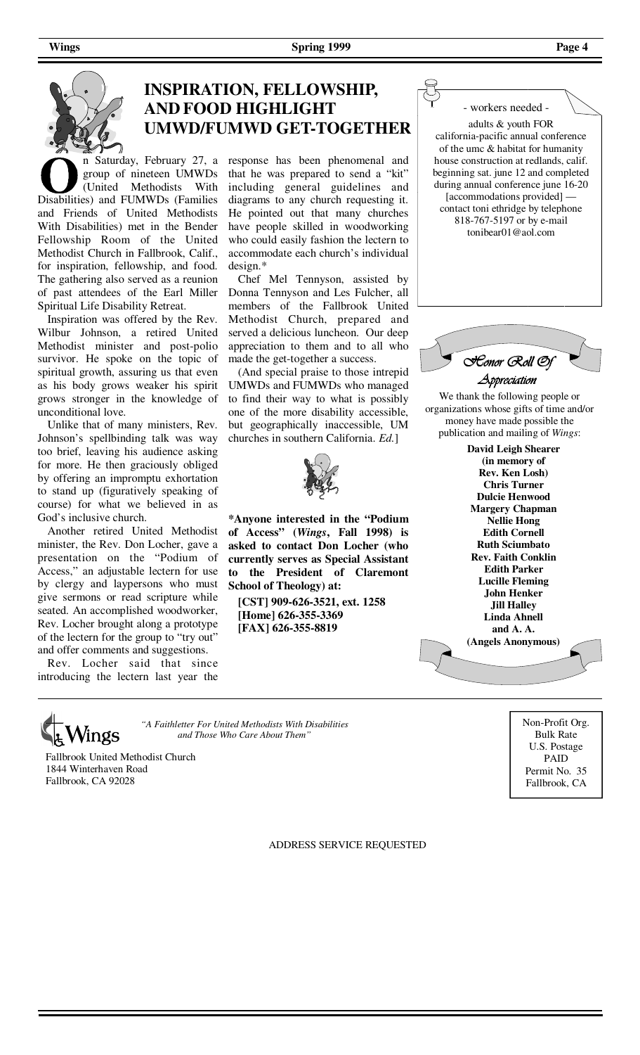# INSPIRATION, FELLOWSHIP, AND FOOD HIGHLIGHT UMWD/FUMWD GET-TOGETHER

On Saturday, February 27, a group of nineteen UMWDs (United Methodists With Disabilities) and FUMWDs (Families and Friends of United Methodists With Disabilities) met in the Bender Fellowship Room of the United Methodist Church in Fallbrook, Calif., for inspiration, fellowship, and food. The gathering also served as a reunion of past attendees of the Earl Miller Spiritual Life Disability Retreat.

Inspiration was offered by the Rev. Wilbur Johnson, a retired United Methodist minister and post-polio survivor. He spoke on the topic of spiritual growth, assuring us that even as his body grows weaker his spirit grows stronger in the knowledge of unconditional love.

Unlike that of many ministers, Rev. Johnson's spellbinding talk was way too brief, leaving his audience asking for more. He then graciously obliged by offering an impromptu exhortation to stand up (figuratively speaking of course) for what we believed in as God's inclusive church.

Another retired United Methodist minister, the Rev. Don Locher, gave a presentation on the "Podium of Access," an adjustable lectern for use by clergy and laypersons who must give sermons or read scripture while seated. An accomplished woodworker, Rev. Locher brought along a prototype of the lectern for the group to "try out" and offer comments and suggestions.

Rev. Locher said that since introducing the lectern last year the response has been phenomenal and that he was prepared to send a "kit" including general guidelines and diagrams to any church requesting it. He pointed out that many churches have people skilled in woodworking who could easily fashion the lectern to accommodate each church's individual design.*

Chef Mel Tennyson, assisted by Donna Tennyson and Les Fulcher, all members of the Fallbrook United Methodist Church, prepared and served a delicious luncheon. Our deep appreciation to them and to all who made the get-together a success.

(And special praise to those intrepid UMWDs and FUMWDs who managed to find their way to what is possibly one of the more disability accessible, but geographically inaccessible, UM churches in southern California. *Ed.*]

**\*Anyone interested in the "Podium of Access" (*Wings*, Fall 1998) is asked to contact Don Locher (who currently serves as Special Assistant to the President of Claremont School of Theology) at:**

**[CST] 909-626-3521, ext. 1258**
**[Home] 626-355-3369**
**[FAX] 626-355-8819**

- workers needed -

adults & youth FOR california-pacific annual conference of the umc & habitat for humanity house construction at redlands, calif. beginning sat. june 12 and completed during annual conference june 16-20 [accommodations provided] — contact toni ethridge by telephone 818-767-5197 or by e-mail tonibear01@aol.com

## *Honor Roll Of Appreciation*

We thank the following people or organizations whose gifts of time and/or money have made possible the publication and mailing of *Wings*:

**David Leigh Shearer (in memory of Rev. Ken Losh)**
**Chris Turner**
**Dulcie Henwood**
**Margery Chapman**
**Nellie Hong**
**Edith Cornell**
**Ruth Sciumbato**
**Rev. Faith Conklin**
**Edith Parker**
**Lucille Fleming**
**John Henker**
**Jill Halley**
**Linda Ahnell**
**and A. A. (Angels Anonymous)**

Wings

*"A Faithletter For United Methodists With Disabilities and Those Who Care About Them"*

Fallbrook United Methodist Church
1844 Winterhaven Road
Fallbrook, CA 92028

Non-Profit Org.
Bulk Rate
U.S. Postage
PAID
Permit No. 35
Fallbrook, CA

ADDRESS SERVICE REQUESTED